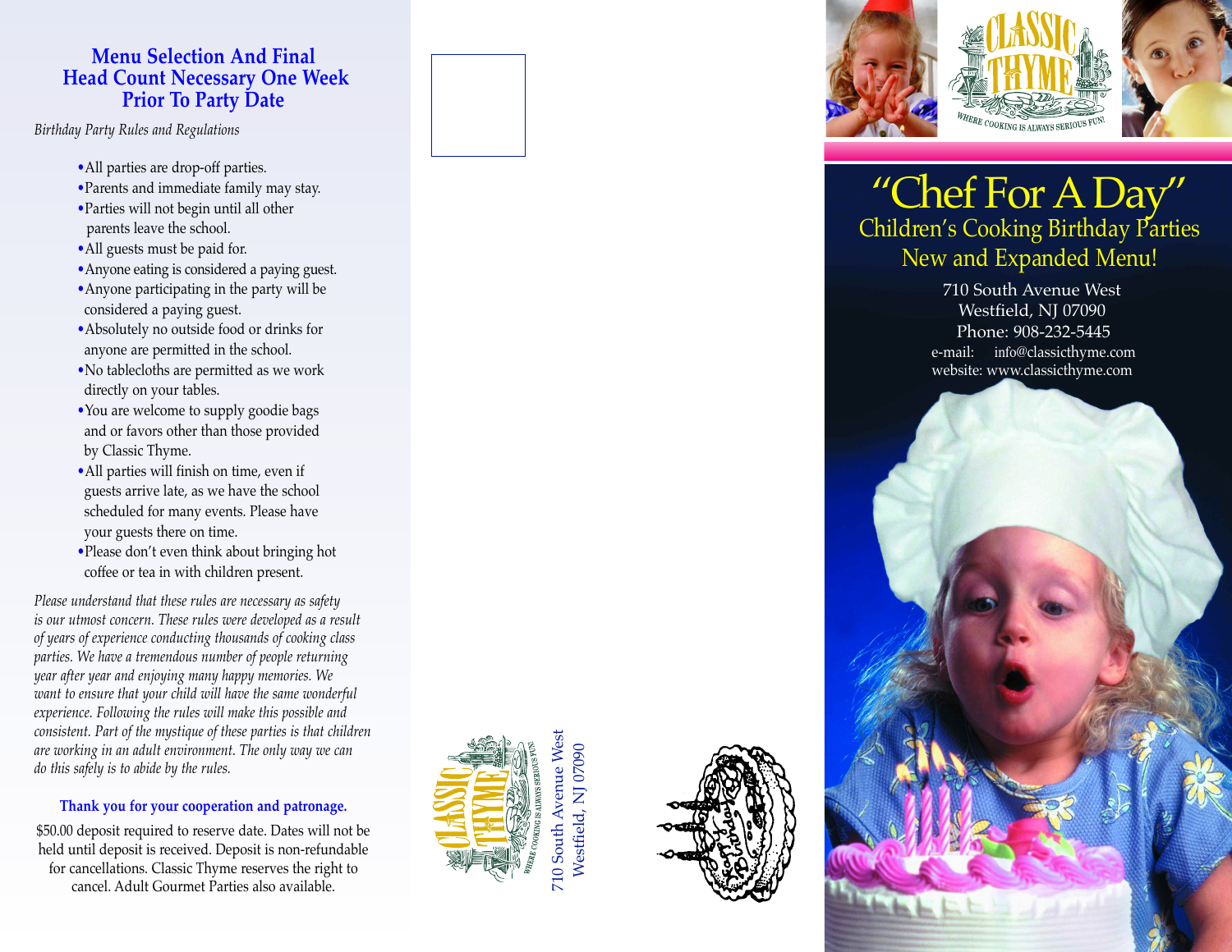## Menu Selection And Final Head Count Necessary One Week Prior To Party Date

*Birthday Party Rules and Regulations*

- All parties are drop-off parties.
- Parents and immediate family may stay.
- Parties will not begin until all other parents leave the school.
- All guests must be paid for.
- Anyone eating is considered a paying guest.
- Anyone participating in the party will be considered a paying guest.
- Absolutely no outside food or drinks for anyone are permitted in the school.
- No tablecloths are permitted as we work directly on your tables.
- You are welcome to supply goodie bags and or favors other than those provided by Classic Thyme.
- All parties will finish on time, even if guests arrive late, as we have the school scheduled for many events. Please have your guests there on time.
- Please don't even think about bringing hot coffee or tea in with children present.

*Please understand that these rules are necessary as safety is our utmost concern. These rules were developed as a result of years of experience conducting thousands of cooking class parties. We have a tremendous number of people returning year after year and enjoying many happy memories. We want to ensure that your child will have the same wonderful experience. Following the rules will make this possible and consistent. Part of the mystique of these parties is that children are working in an adult environment. The only way we can do this safely is to abide by the rules.*

**Thank you for your cooperation and patronage.**

$50.00 deposit required to reserve date. Dates will not be held until deposit is received. Deposit is non-refundable for cancellations. Classic Thyme reserves the right to cancel. Adult Gourmet Parties also available.

CLASSIC THYME
WHERE COOKING IS ALWAYS SERIOUS FUN!

710 South Avenue West
Westfield, NJ 07090

CLASSIC THYME
WHERE COOKING IS ALWAYS SERIOUS FUN!

# "Chef For A Day"

## Children's Cooking Birthday Parties
## New and Expanded Menu!

710 South Avenue West
Westfield, NJ 07090
Phone: 908-232-5445
e-mail: info@classicthyme.com
website: www.classicthyme.com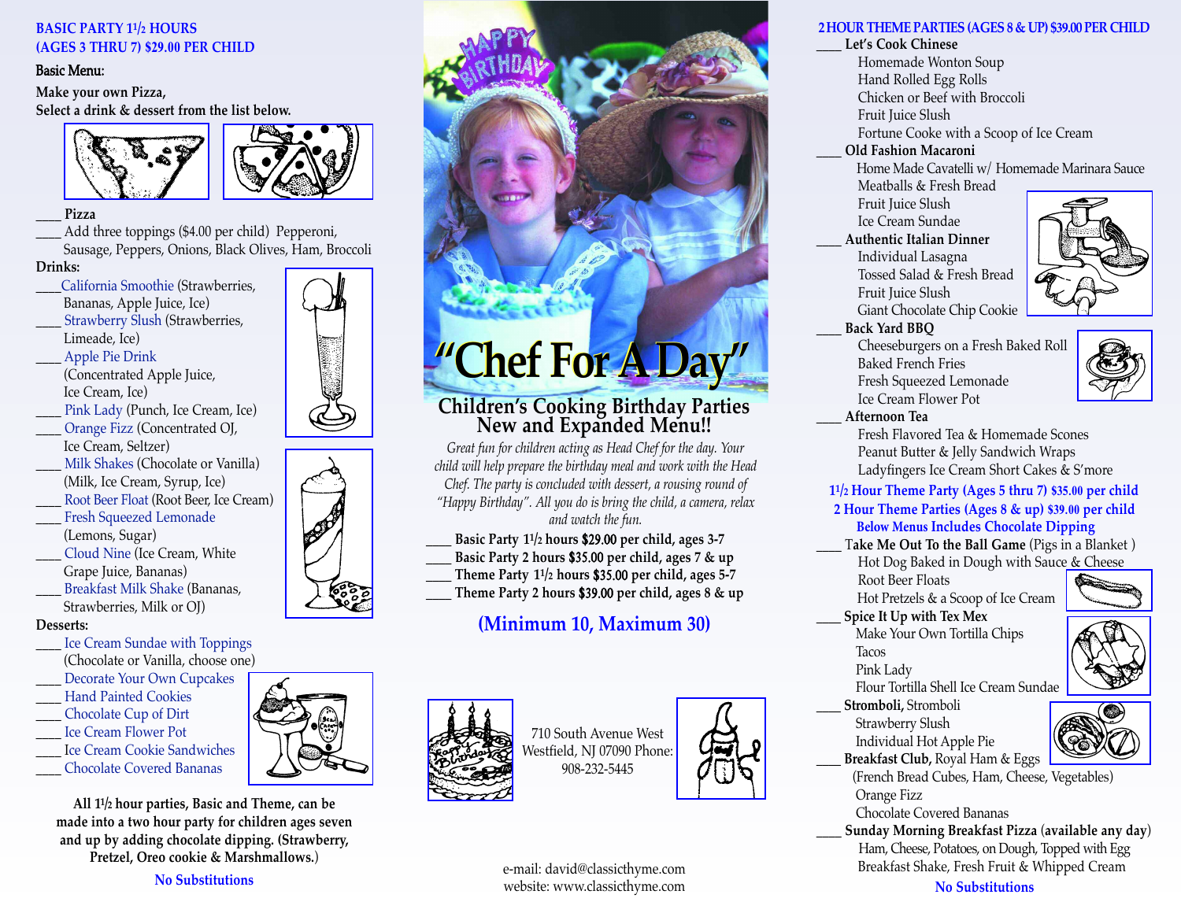## BASIC PARTY $1^1/_2$ HOURS (AGES 3 THRU 7) $29.00 PER CHILD

**Basic Menu:**

**Make your own Pizza, Select a drink & dessert from the list below.**

___ Pizza
___ Add three toppings ($4.00 per child) Pepperoni, Sausage, Peppers, Onions, Black Olives, Ham, Broccoli

**Drinks:**

___ California Smoothie (Strawberries, Bananas, Apple Juice, Ice)
___ Strawberry Slush (Strawberries, Limeade, Ice)
___ Apple Pie Drink (Concentrated Apple Juice, Ice Cream, Ice)
___ Pink Lady (Punch, Ice Cream, Ice)
___ Orange Fizz (Concentrated OJ, Ice Cream, Seltzer)
___ Milk Shakes (Chocolate or Vanilla) (Milk, Ice Cream, Syrup, Ice)
___ Root Beer Float (Root Beer, Ice Cream)
___ Fresh Squeezed Lemonade (Lemons, Sugar)
___ Cloud Nine (Ice Cream, White Grape Juice, Bananas)
___ Breakfast Milk Shake (Bananas, Strawberries, Milk or OJ)

**Desserts:**

___ Ice Cream Sundae with Toppings (Chocolate or Vanilla, choose one)
___ Decorate Your Own Cupcakes
___ Hand Painted Cookies
___ Chocolate Cup of Dirt
___ Ice Cream Flower Pot
___ Ice Cream Cookie Sandwiches
___ Chocolate Covered Bananas

**All $1^1/_2$ hour parties, Basic and Theme, can be made into a two hour party for children ages seven and up by adding chocolate dipping. (Strawberry, Pretzel, Oreo cookie & Marshmallows.)**

**No Substitutions**

# "Chef For A Day"

## Children's Cooking Birthday Parties New and Expanded Menu!!

*Great fun for children acting as Head Chef for the day. Your child will help prepare the birthday meal and work with the Head Chef. The party is concluded with dessert, a rousing round of "Happy Birthday". All you do is bring the child, a camera, relax and watch the fun.*

___ Basic Party $1^1/_2$ hours $29.00 per child, ages 3-7
___ Basic Party 2 hours $35.00 per child, ages 7 & up
___ Theme Party $1^1/_2$ hours $35.00 per child, ages 5-7
___ Theme Party 2 hours $39.00 per child, ages 8 & up

**(Minimum 10, Maximum 30)**

710 South Avenue West
Westfield, NJ 07090 Phone: 908-232-5445

e-mail: david@classicthyme.com
website: www.classicthyme.com

## 2 HOUR THEME PARTIES (AGES 8 & UP) $39.00 PER CHILD

___ **Let's Cook Chinese**
Homemade Wonton Soup
Hand Rolled Egg Rolls
Chicken or Beef with Broccoli
Fruit Juice Slush
Fortune Cooke with a Scoop of Ice Cream

___ **Old Fashion Macaroni**
Home Made Cavatelli w/ Homemade Marinara Sauce
Meatballs & Fresh Bread
Fruit Juice Slush
Ice Cream Sundae

___ **Authentic Italian Dinner**
Individual Lasagna
Tossed Salad & Fresh Bread
Fruit Juice Slush
Giant Chocolate Chip Cookie

___ **Back Yard BBQ**
Cheeseburgers on a Fresh Baked Roll
Baked French Fries
Fresh Squeezed Lemonade
Ice Cream Flower Pot

___ **Afternoon Tea**
Fresh Flavored Tea & Homemade Scones
Peanut Butter & Jelly Sandwich Wraps
Ladyfingers Ice Cream Short Cakes & S'more

**$1^1/_2$ Hour Theme Party (Ages 5 thru 7) $35.00 per child**
**2 Hour Theme Parties (Ages 8 & up) $39.00 per child**
**Below Menus Includes Chocolate Dipping**

___ Take Me Out To the Ball Game (Pigs in a Blanket )
Hot Dog Baked in Dough with Sauce & Cheese
Root Beer Floats
Hot Pretzels & a Scoop of Ice Cream

___ **Spice It Up with Tex Mex**
Make Your Own Tortilla Chips
Tacos
Pink Lady
Flour Tortilla Shell Ice Cream Sundae

___ **Stromboli,** Stromboli
Strawberry Slush
Individual Hot Apple Pie

___ **Breakfast Club,** Royal Ham & Eggs
(French Bread Cubes, Ham, Cheese, Vegetables)
Orange Fizz
Chocolate Covered Bananas

___ **Sunday Morning Breakfast Pizza** (available any day)
Ham, Cheese, Potatoes, on Dough, Topped with Egg
Breakfast Shake, Fresh Fruit & Whipped Cream

**No Substitutions**